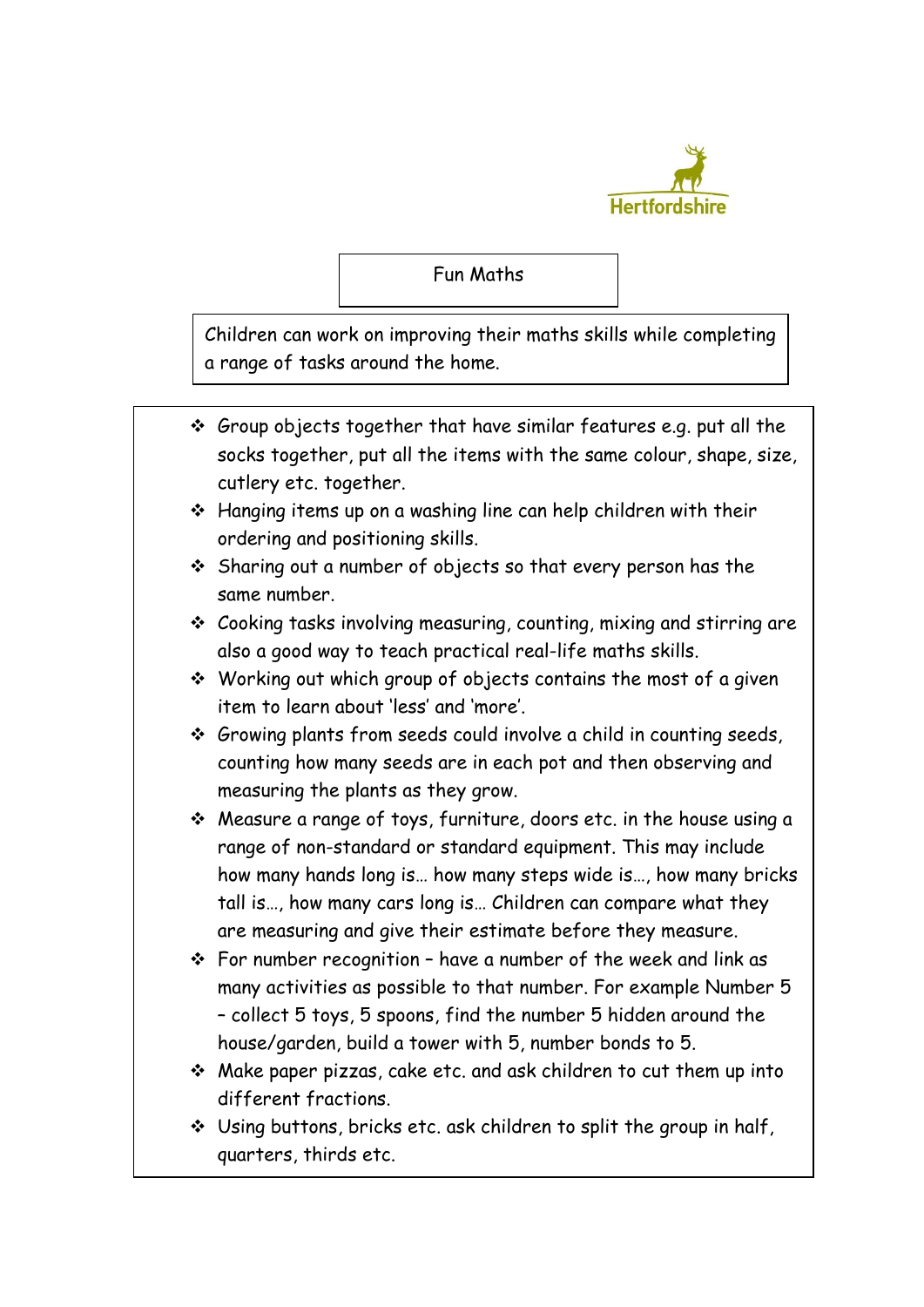Hertfordshire

# Fun Maths

Children can work on improving their maths skills while completing a range of tasks around the home.

- Group objects together that have similar features e.g. put all the socks together, put all the items with the same colour, shape, size, cutlery etc. together.
- Hanging items up on a washing line can help children with their ordering and positioning skills.
- Sharing out a number of objects so that every person has the same number.
- Cooking tasks involving measuring, counting, mixing and stirring are also a good way to teach practical real-life maths skills.
- Working out which group of objects contains the most of a given item to learn about 'less' and 'more'.
- Growing plants from seeds could involve a child in counting seeds, counting how many seeds are in each pot and then observing and measuring the plants as they grow.
- Measure a range of toys, furniture, doors etc. in the house using a range of non-standard or standard equipment. This may include how many hands long is… how many steps wide is…, how many bricks tall is…, how many cars long is… Children can compare what they are measuring and give their estimate before they measure.
- For number recognition – have a number of the week and link as many activities as possible to that number. For example Number 5 – collect 5 toys, 5 spoons, find the number 5 hidden around the house/garden, build a tower with 5, number bonds to 5.
- Make paper pizzas, cake etc. and ask children to cut them up into different fractions.
- Using buttons, bricks etc. ask children to split the group in half, quarters, thirds etc.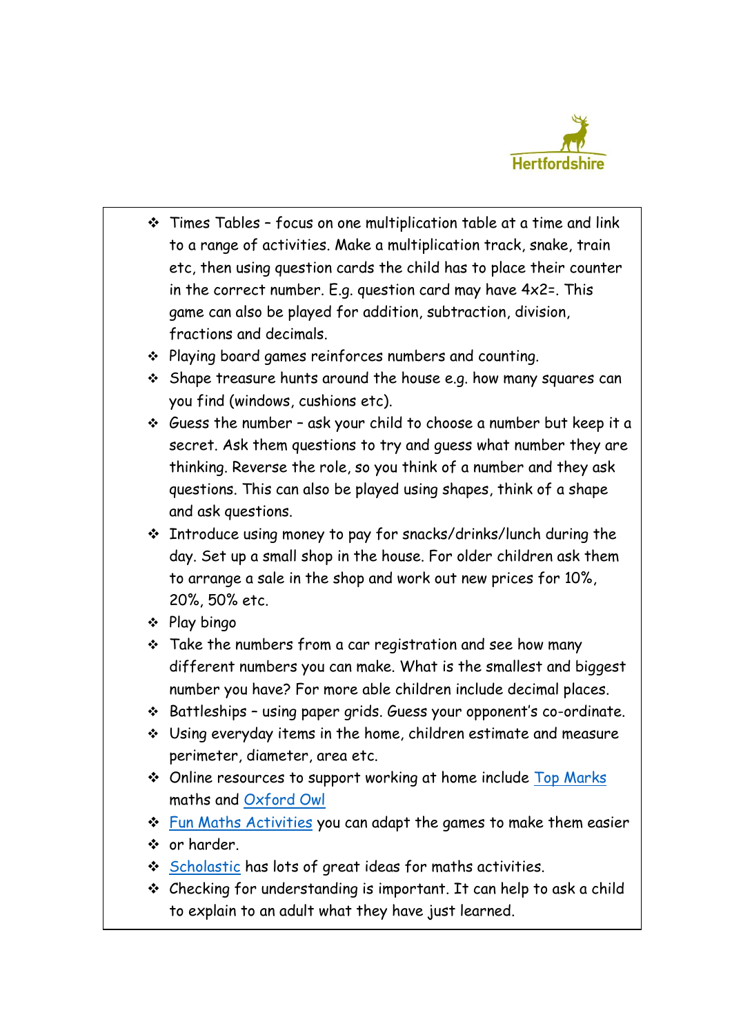Hertfordshire

- Times Tables – focus on one multiplication table at a time and link to a range of activities. Make a multiplication track, snake, train etc, then using question cards the child has to place their counter in the correct number. E.g. question card may have 4x2=. This game can also be played for addition, subtraction, division, fractions and decimals.
- Playing board games reinforces numbers and counting.
- Shape treasure hunts around the house e.g. how many squares can you find (windows, cushions etc).
- Guess the number – ask your child to choose a number but keep it a secret. Ask them questions to try and guess what number they are thinking. Reverse the role, so you think of a number and they ask questions. This can also be played using shapes, think of a shape and ask questions.
- Introduce using money to pay for snacks/drinks/lunch during the day. Set up a small shop in the house. For older children ask them to arrange a sale in the shop and work out new prices for 10%, 20%, 50% etc.
- Play bingo
- Take the numbers from a car registration and see how many different numbers you can make. What is the smallest and biggest number you have? For more able children include decimal places.
- Battleships – using paper grids. Guess your opponent's co-ordinate.
- Using everyday items in the home, children estimate and measure perimeter, diameter, area etc.
- Online resources to support working at home include Top Marks maths and Oxford Owl
- Fun Maths Activities you can adapt the games to make them easier
- or harder.
- Scholastic has lots of great ideas for maths activities.
- Checking for understanding is important. It can help to ask a child to explain to an adult what they have just learned.